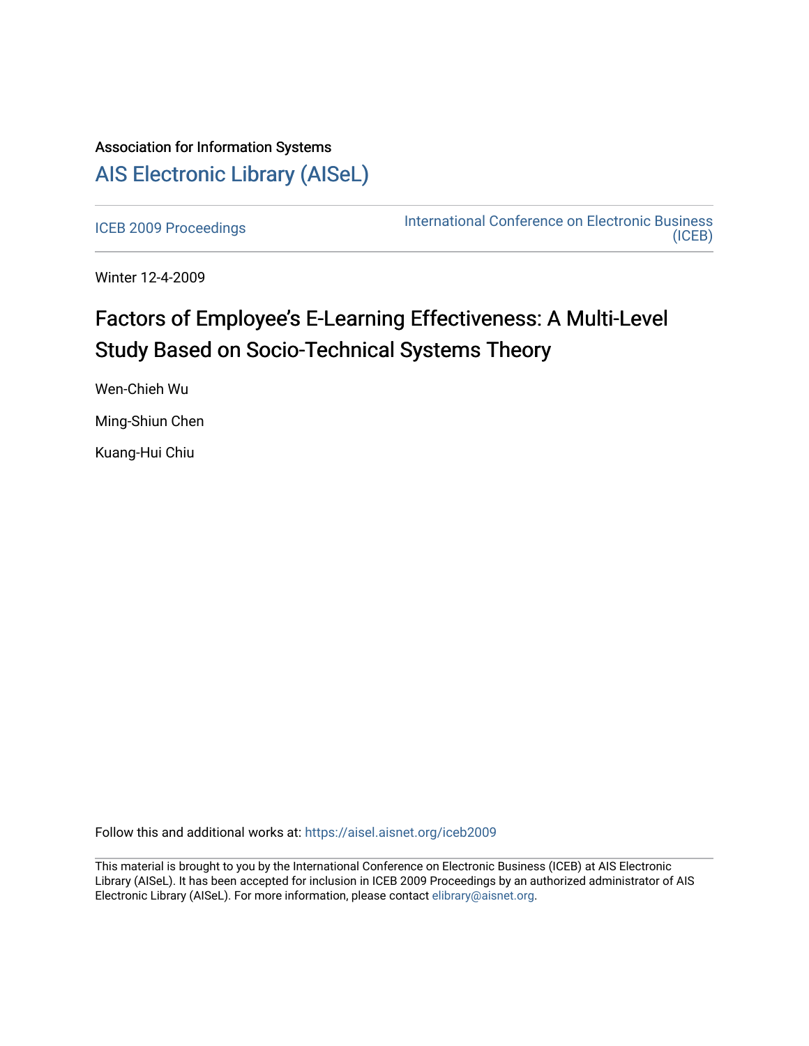Association for Information Systems

# AIS Electronic Library (AISeL)

ICEB 2009 Proceedings

International Conference on Electronic Business (ICEB)

Winter 12-4-2009

# Factors of Employee's E-Learning Effectiveness: A Multi-Level Study Based on Socio-Technical Systems Theory

Wen-Chieh Wu

Ming-Shiun Chen

Kuang-Hui Chiu

Follow this and additional works at: https://aisel.aisnet.org/iceb2009

This material is brought to you by the International Conference on Electronic Business (ICEB) at AIS Electronic Library (AISeL). It has been accepted for inclusion in ICEB 2009 Proceedings by an authorized administrator of AIS Electronic Library (AISeL). For more information, please contact elibrary@aisnet.org.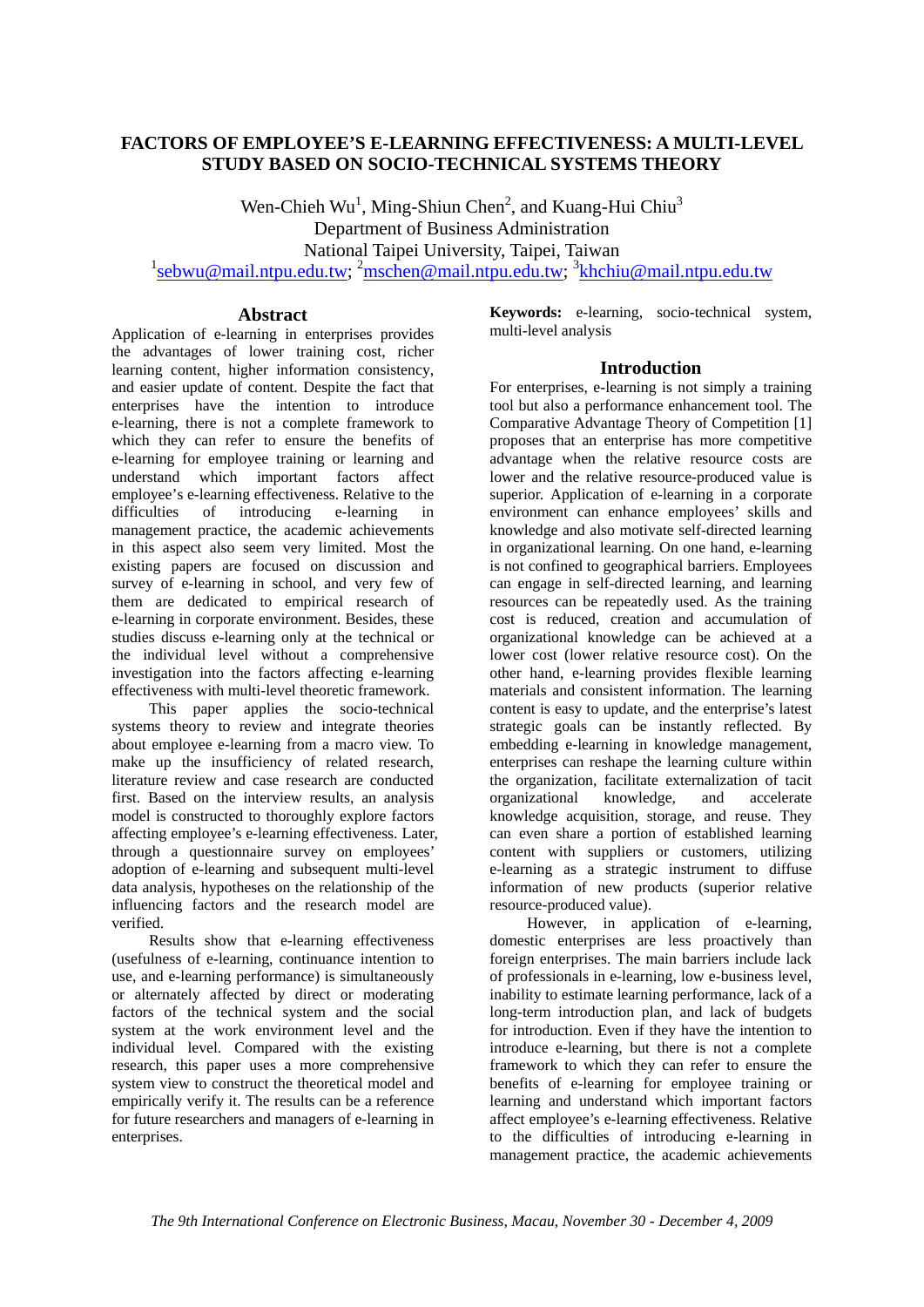# FACTORS OF EMPLOYEE'S E-LEARNING EFFECTIVENESS: A MULTI-LEVEL STUDY BASED ON SOCIO-TECHNICAL SYSTEMS THEORY

Wen-Chieh Wu[1], Ming-Shiun Chen[2], and Kuang-Hui Chiu[3]
Department of Business Administration
National Taipei University, Taipei, Taiwan
[1]sebwu@mail.ntpu.edu.tw; [2]mschen@mail.ntpu.edu.tw; [3]khchiu@mail.ntpu.edu.tw

## Abstract

Application of e-learning in enterprises provides the advantages of lower training cost, richer learning content, higher information consistency, and easier update of content. Despite the fact that enterprises have the intention to introduce e-learning, there is not a complete framework to which they can refer to ensure the benefits of e-learning for employee training or learning and understand which important factors affect employee's e-learning effectiveness. Relative to the difficulties of introducing e-learning in management practice, the academic achievements in this aspect also seem very limited. Most the existing papers are focused on discussion and survey of e-learning in school, and very few of them are dedicated to empirical research of e-learning in corporate environment. Besides, these studies discuss e-learning only at the technical or the individual level without a comprehensive investigation into the factors affecting e-learning effectiveness with multi-level theoretic framework.

This paper applies the socio-technical systems theory to review and integrate theories about employee e-learning from a macro view. To make up the insufficiency of related research, literature review and case research are conducted first. Based on the interview results, an analysis model is constructed to thoroughly explore factors affecting employee's e-learning effectiveness. Later, through a questionnaire survey on employees' adoption of e-learning and subsequent multi-level data analysis, hypotheses on the relationship of the influencing factors and the research model are verified.

Results show that e-learning effectiveness (usefulness of e-learning, continuance intention to use, and e-learning performance) is simultaneously or alternately affected by direct or moderating factors of the technical system and the social system at the work environment level and the individual level. Compared with the existing research, this paper uses a more comprehensive system view to construct the theoretical model and empirically verify it. The results can be a reference for future researchers and managers of e-learning in enterprises.

**Keywords:** e-learning, socio-technical system, multi-level analysis

## Introduction

For enterprises, e-learning is not simply a training tool but also a performance enhancement tool. The Comparative Advantage Theory of Competition [1] proposes that an enterprise has more competitive advantage when the relative resource costs are lower and the relative resource-produced value is superior. Application of e-learning in a corporate environment can enhance employees' skills and knowledge and also motivate self-directed learning in organizational learning. On one hand, e-learning is not confined to geographical barriers. Employees can engage in self-directed learning, and learning resources can be repeatedly used. As the training cost is reduced, creation and accumulation of organizational knowledge can be achieved at a lower cost (lower relative resource cost). On the other hand, e-learning provides flexible learning materials and consistent information. The learning content is easy to update, and the enterprise's latest strategic goals can be instantly reflected. By embedding e-learning in knowledge management, enterprises can reshape the learning culture within the organization, facilitate externalization of tacit organizational knowledge, and accelerate knowledge acquisition, storage, and reuse. They can even share a portion of established learning content with suppliers or customers, utilizing e-learning as a strategic instrument to diffuse information of new products (superior relative resource-produced value).

However, in application of e-learning, domestic enterprises are less proactively than foreign enterprises. The main barriers include lack of professionals in e-learning, low e-business level, inability to estimate learning performance, lack of a long-term introduction plan, and lack of budgets for introduction. Even if they have the intention to introduce e-learning, but there is not a complete framework to which they can refer to ensure the benefits of e-learning for employee training or learning and understand which important factors affect employee's e-learning effectiveness. Relative to the difficulties of introducing e-learning in management practice, the academic achievements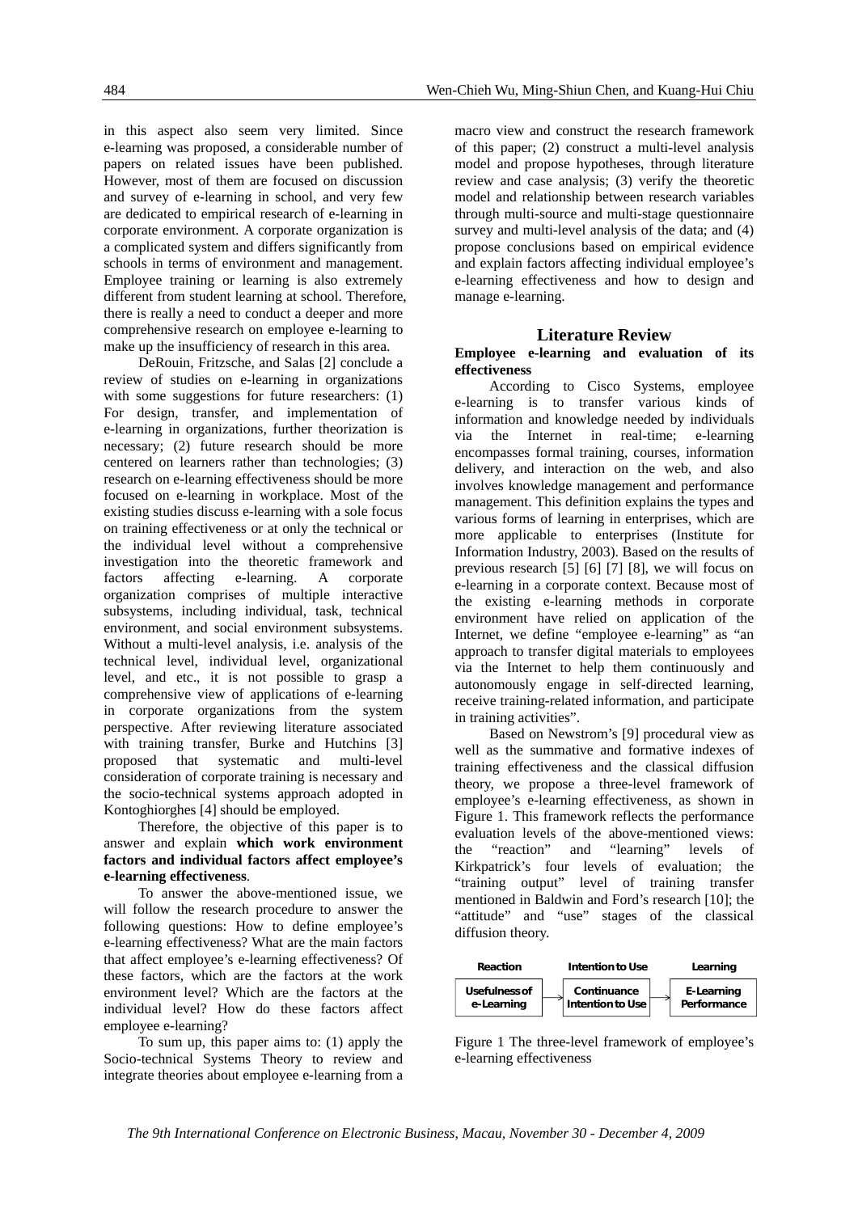in this aspect also seem very limited. Since e-learning was proposed, a considerable number of papers on related issues have been published. However, most of them are focused on discussion and survey of e-learning in school, and very few are dedicated to empirical research of e-learning in corporate environment. A corporate organization is a complicated system and differs significantly from schools in terms of environment and management. Employee training or learning is also extremely different from student learning at school. Therefore, there is really a need to conduct a deeper and more comprehensive research on employee e-learning to make up the insufficiency of research in this area.

DeRouin, Fritzsche, and Salas [2] conclude a review of studies on e-learning in organizations with some suggestions for future researchers: (1) For design, transfer, and implementation of e-learning in organizations, further theorization is necessary; (2) future research should be more centered on learners rather than technologies; (3) research on e-learning effectiveness should be more focused on e-learning in workplace. Most of the existing studies discuss e-learning with a sole focus on training effectiveness or at only the technical or the individual level without a comprehensive investigation into the theoretic framework and factors affecting e-learning. A corporate organization comprises of multiple interactive subsystems, including individual, task, technical environment, and social environment subsystems. Without a multi-level analysis, i.e. analysis of the technical level, individual level, organizational level, and etc., it is not possible to grasp a comprehensive view of applications of e-learning in corporate organizations from the system perspective. After reviewing literature associated with training transfer, Burke and Hutchins [3] proposed that systematic and multi-level consideration of corporate training is necessary and the socio-technical systems approach adopted in Kontoghiorghes [4] should be employed.

Therefore, the objective of this paper is to answer and explain **which work environment factors and individual factors affect employee's e-learning effectiveness**.

To answer the above-mentioned issue, we will follow the research procedure to answer the following questions: How to define employee's e-learning effectiveness? What are the main factors that affect employee's e-learning effectiveness? Of these factors, which are the factors at the work environment level? Which are the factors at the individual level? How do these factors affect employee e-learning?

To sum up, this paper aims to: (1) apply the Socio-technical Systems Theory to review and integrate theories about employee e-learning from a macro view and construct the research framework of this paper; (2) construct a multi-level analysis model and propose hypotheses, through literature review and case analysis; (3) verify the theoretic model and relationship between research variables through multi-source and multi-stage questionnaire survey and multi-level analysis of the data; and (4) propose conclusions based on empirical evidence and explain factors affecting individual employee's e-learning effectiveness and how to design and manage e-learning.

## Literature Review

### Employee e-learning and evaluation of its effectiveness

According to Cisco Systems, employee e-learning is to transfer various kinds of information and knowledge needed by individuals via the Internet in real-time; e-learning encompasses formal training, courses, information delivery, and interaction on the web, and also involves knowledge management and performance management. This definition explains the types and various forms of learning in enterprises, which are more applicable to enterprises (Institute for Information Industry, 2003). Based on the results of previous research [5] [6] [7] [8], we will focus on e-learning in a corporate context. Because most of the existing e-learning methods in corporate environment have relied on application of the Internet, we define "employee e-learning" as "an approach to transfer digital materials to employees via the Internet to help them continuously and autonomously engage in self-directed learning, receive training-related information, and participate in training activities".

Based on Newstrom's [9] procedural view as well as the summative and formative indexes of training effectiveness and the classical diffusion theory, we propose a three-level framework of employee's e-learning effectiveness, as shown in Figure 1. This framework reflects the performance evaluation levels of the above-mentioned views: the "reaction" and "learning" levels of Kirkpatrick's four levels of evaluation; the "training output" level of training transfer mentioned in Baldwin and Ford's research [10]; the "attitude" and "use" stages of the classical diffusion theory.

| Reaction | | Intention to Use | | Learning |
|---|---|---|---|---|
| Usefulness of e-Learning | → | Continuance Intention to Use | → | E-Learning Performance |

Figure 1 The three-level framework of employee's e-learning effectiveness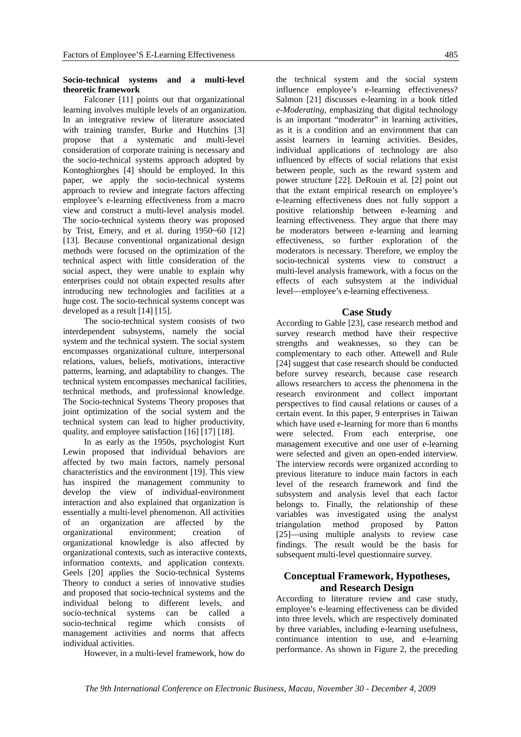**Socio-technical systems and a multi-level theoretic framework**

Falconer [11] points out that organizational learning involves multiple levels of an organization. In an integrative review of literature associated with training transfer, Burke and Hutchins [3] propose that a systematic and multi-level consideration of corporate training is necessary and the socio-technical systems approach adopted by Kontoghiorghes [4] should be employed. In this paper, we apply the socio-technical systems approach to review and integrate factors affecting employee's e-learning effectiveness from a macro view and construct a multi-level analysis model. The socio-technical systems theory was proposed by Trist, Emery, and et al. during 1950~60 [12] [13]. Because conventional organizational design methods were focused on the optimization of the technical aspect with little consideration of the social aspect, they were unable to explain why enterprises could not obtain expected results after introducing new technologies and facilities at a huge cost. The socio-technical systems concept was developed as a result [14] [15].

The socio-technical system consists of two interdependent subsystems, namely the social system and the technical system. The social system encompasses organizational culture, interpersonal relations, values, beliefs, motivations, interactive patterns, learning, and adaptability to changes. The technical system encompasses mechanical facilities, technical methods, and professional knowledge. The Socio-technical Systems Theory proposes that joint optimization of the social system and the technical system can lead to higher productivity, quality, and employee satisfaction [16] [17] [18].

In as early as the 1950s, psychologist Kurt Lewin proposed that individual behaviors are affected by two main factors, namely personal characteristics and the environment [19]. This view has inspired the management community to develop the view of individual-environment interaction and also explained that organization is essentially a multi-level phenomenon. All activities of an organization are affected by the organizational environment; creation of organizational knowledge is also affected by organizational contexts, such as interactive contexts, information contexts, and application contexts. Geels [20] applies the Socio-technical Systems Theory to conduct a series of innovative studies and proposed that socio-technical systems and the individual belong to different levels, and socio-technical systems can be called a socio-technical regime which consists of management activities and norms that affects individual activities.

However, in a multi-level framework, how do the technical system and the social system influence employee's e-learning effectiveness? Salmon [21] discusses e-learning in a book titled *e-Moderating*, emphasizing that digital technology is an important "moderator" in learning activities, as it is a condition and an environment that can assist learners in learning activities. Besides, individual applications of technology are also influenced by effects of social relations that exist between people, such as the reward system and power structure [22]. DeRouin et al. [2] point out that the extant empirical research on employee's e-learning effectiveness does not fully support a positive relationship between e-learning and learning effectiveness. They argue that there may be moderators between e-learning and learning effectiveness, so further exploration of the moderators is necessary. Therefore, we employ the socio-technical systems view to construct a multi-level analysis framework, with a focus on the effects of each subsystem at the individual level—employee's e-learning effectiveness.

## Case Study

According to Gable [23], case research method and survey research method have their respective strengths and weaknesses, so they can be complementary to each other. Attewell and Rule [24] suggest that case research should be conducted before survey research, because case research allows researchers to access the phenomena in the research environment and collect important perspectives to find causal relations or causes of a certain event. In this paper, 9 enterprises in Taiwan which have used e-learning for more than 6 months were selected. From each enterprise, one management executive and one user of e-learning were selected and given an open-ended interview. The interview records were organized according to previous literature to induce main factors in each level of the research framework and find the subsystem and analysis level that each factor belongs to. Finally, the relationship of these variables was investigated using the analyst triangulation method proposed by Patton [25]—using multiple analysts to review case findings. The result would be the basis for subsequent multi-level questionnaire survey.

## Conceptual Framework, Hypotheses, and Research Design

According to literature review and case study, employee's e-learning effectiveness can be divided into three levels, which are respectively dominated by three variables, including e-learning usefulness, continuance intention to use, and e-learning performance. As shown in Figure 2, the preceding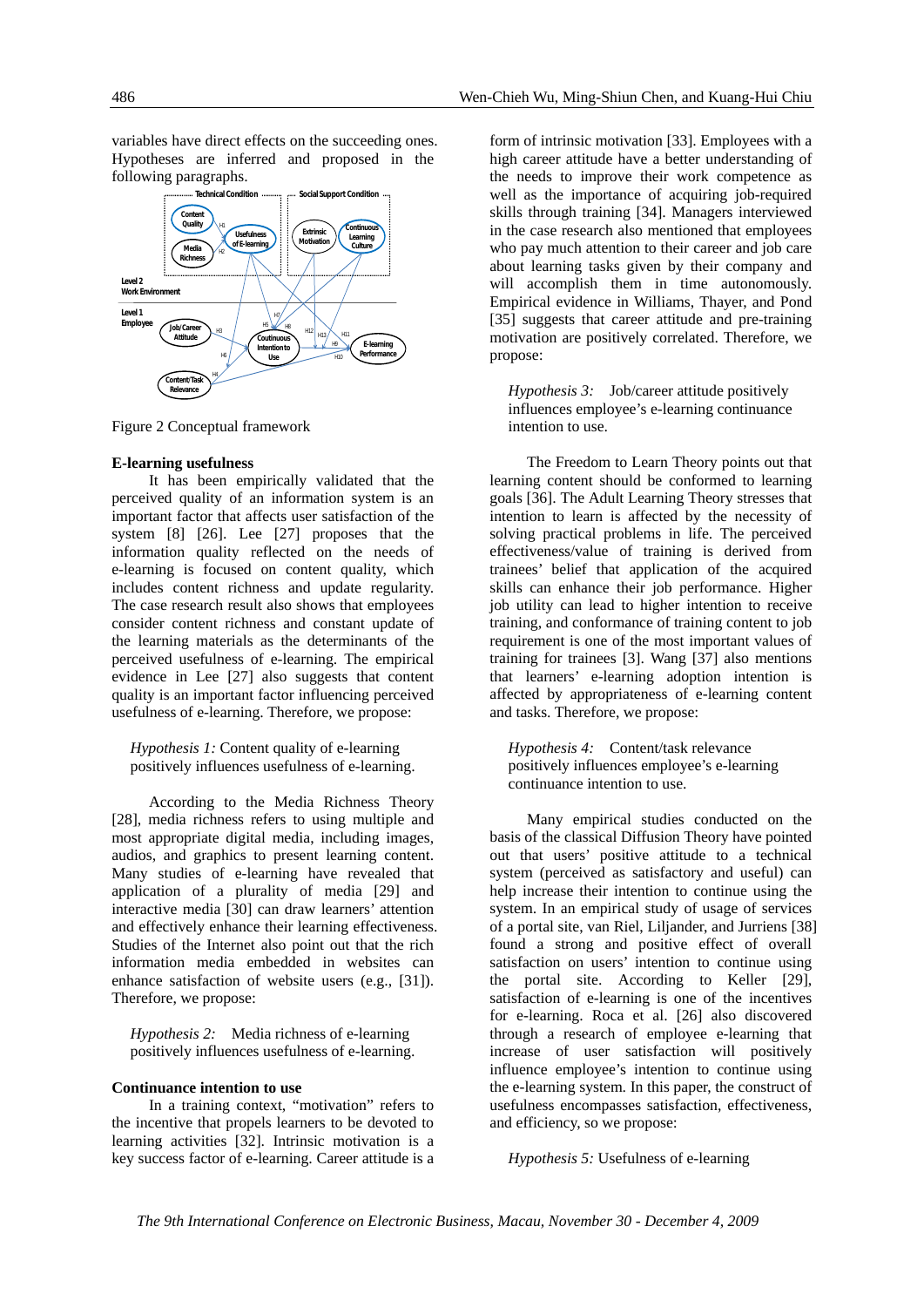variables have direct effects on the succeeding ones. Hypotheses are inferred and proposed in the following paragraphs.

Figure 2 Conceptual framework

**E-learning usefulness**

It has been empirically validated that the perceived quality of an information system is an important factor that affects user satisfaction of the system [8] [26]. Lee [27] proposes that the information quality reflected on the needs of e-learning is focused on content quality, which includes content richness and update regularity. The case research result also shows that employees consider content richness and constant update of the learning materials as the determinants of the perceived usefulness of e-learning. The empirical evidence in Lee [27] also suggests that content quality is an important factor influencing perceived usefulness of e-learning. Therefore, we propose:

*Hypothesis 1:* Content quality of e-learning positively influences usefulness of e-learning.

According to the Media Richness Theory [28], media richness refers to using multiple and most appropriate digital media, including images, audios, and graphics to present learning content. Many studies of e-learning have revealed that application of a plurality of media [29] and interactive media [30] can draw learners' attention and effectively enhance their learning effectiveness. Studies of the Internet also point out that the rich information media embedded in websites can enhance satisfaction of website users (e.g., [31]). Therefore, we propose:

*Hypothesis 2:* Media richness of e-learning positively influences usefulness of e-learning.

**Continuance intention to use**

In a training context, "motivation" refers to the incentive that propels learners to be devoted to learning activities [32]. Intrinsic motivation is a key success factor of e-learning. Career attitude is a form of intrinsic motivation [33]. Employees with a high career attitude have a better understanding of the needs to improve their work competence as well as the importance of acquiring job-required skills through training [34]. Managers interviewed in the case research also mentioned that employees who pay much attention to their career and job care about learning tasks given by their company and will accomplish them in time autonomously. Empirical evidence in Williams, Thayer, and Pond [35] suggests that career attitude and pre-training motivation are positively correlated. Therefore, we propose:

*Hypothesis 3:* Job/career attitude positively influences employee's e-learning continuance intention to use.

The Freedom to Learn Theory points out that learning content should be conformed to learning goals [36]. The Adult Learning Theory stresses that intention to learn is affected by the necessity of solving practical problems in life. The perceived effectiveness/value of training is derived from trainees' belief that application of the acquired skills can enhance their job performance. Higher job utility can lead to higher intention to receive training, and conformance of training content to job requirement is one of the most important values of training for trainees [3]. Wang [37] also mentions that learners' e-learning adoption intention is affected by appropriateness of e-learning content and tasks. Therefore, we propose:

*Hypothesis 4:* Content/task relevance positively influences employee's e-learning continuance intention to use.

Many empirical studies conducted on the basis of the classical Diffusion Theory have pointed out that users' positive attitude to a technical system (perceived as satisfactory and useful) can help increase their intention to continue using the system. In an empirical study of usage of services of a portal site, van Riel, Liljander, and Jurriens [38] found a strong and positive effect of overall satisfaction on users' intention to continue using the portal site. According to Keller [29], satisfaction of e-learning is one of the incentives for e-learning. Roca et al. [26] also discovered through a research of employee e-learning that increase of user satisfaction will positively influence employee's intention to continue using the e-learning system. In this paper, the construct of usefulness encompasses satisfaction, effectiveness, and efficiency, so we propose:

*Hypothesis 5:* Usefulness of e-learning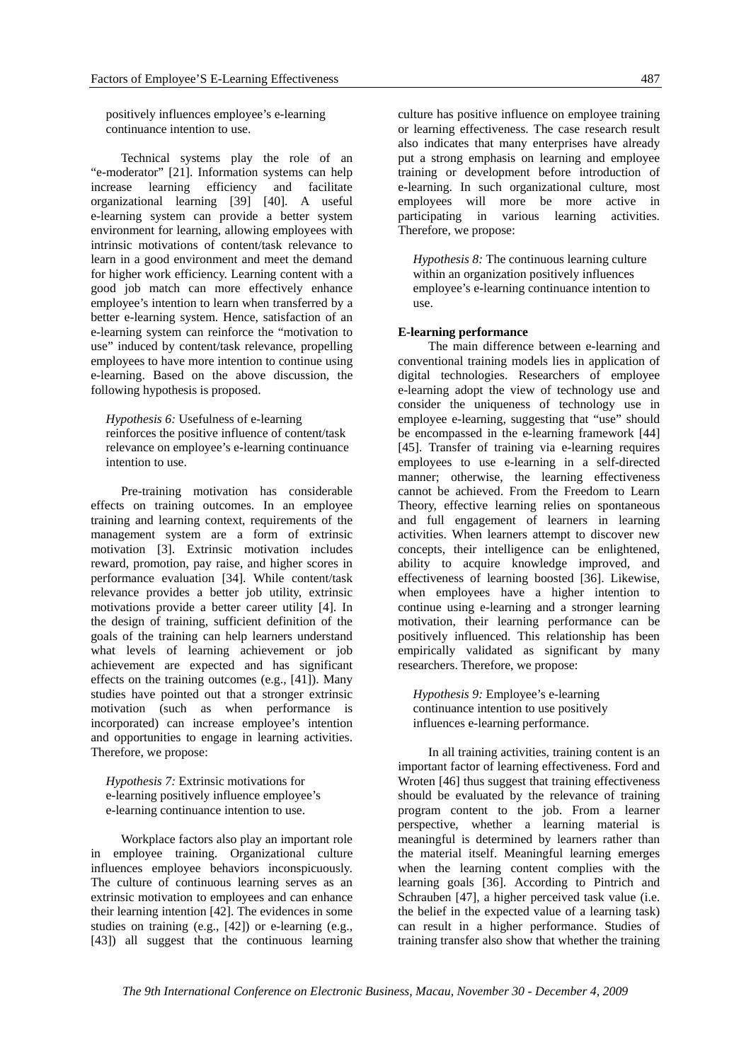positively influences employee's e-learning continuance intention to use.

Technical systems play the role of an "e-moderator" [21]. Information systems can help increase learning efficiency and facilitate organizational learning [39] [40]. A useful e-learning system can provide a better system environment for learning, allowing employees with intrinsic motivations of content/task relevance to learn in a good environment and meet the demand for higher work efficiency. Learning content with a good job match can more effectively enhance employee's intention to learn when transferred by a better e-learning system. Hence, satisfaction of an e-learning system can reinforce the "motivation to use" induced by content/task relevance, propelling employees to have more intention to continue using e-learning. Based on the above discussion, the following hypothesis is proposed.

*Hypothesis 6:* Usefulness of e-learning reinforces the positive influence of content/task relevance on employee's e-learning continuance intention to use.

Pre-training motivation has considerable effects on training outcomes. In an employee training and learning context, requirements of the management system are a form of extrinsic motivation [3]. Extrinsic motivation includes reward, promotion, pay raise, and higher scores in performance evaluation [34]. While content/task relevance provides a better job utility, extrinsic motivations provide a better career utility [4]. In the design of training, sufficient definition of the goals of the training can help learners understand what levels of learning achievement or job achievement are expected and has significant effects on the training outcomes (e.g., [41]). Many studies have pointed out that a stronger extrinsic motivation (such as when performance is incorporated) can increase employee's intention and opportunities to engage in learning activities. Therefore, we propose:

*Hypothesis 7:* Extrinsic motivations for e-learning positively influence employee's e-learning continuance intention to use.

Workplace factors also play an important role in employee training. Organizational culture influences employee behaviors inconspicuously. The culture of continuous learning serves as an extrinsic motivation to employees and can enhance their learning intention [42]. The evidences in some studies on training (e.g., [42]) or e-learning (e.g., [43]) all suggest that the continuous learning culture has positive influence on employee training or learning effectiveness. The case research result also indicates that many enterprises have already put a strong emphasis on learning and employee training or development before introduction of e-learning. In such organizational culture, most employees will more be more active in participating in various learning activities. Therefore, we propose:

*Hypothesis 8:* The continuous learning culture within an organization positively influences employee's e-learning continuance intention to use.

**E-learning performance**

The main difference between e-learning and conventional training models lies in application of digital technologies. Researchers of employee e-learning adopt the view of technology use and consider the uniqueness of technology use in employee e-learning, suggesting that "use" should be encompassed in the e-learning framework [44] [45]. Transfer of training via e-learning requires employees to use e-learning in a self-directed manner; otherwise, the learning effectiveness cannot be achieved. From the Freedom to Learn Theory, effective learning relies on spontaneous and full engagement of learners in learning activities. When learners attempt to discover new concepts, their intelligence can be enlightened, ability to acquire knowledge improved, and effectiveness of learning boosted [36]. Likewise, when employees have a higher intention to continue using e-learning and a stronger learning motivation, their learning performance can be positively influenced. This relationship has been empirically validated as significant by many researchers. Therefore, we propose:

*Hypothesis 9:* Employee's e-learning continuance intention to use positively influences e-learning performance.

In all training activities, training content is an important factor of learning effectiveness. Ford and Wroten [46] thus suggest that training effectiveness should be evaluated by the relevance of training program content to the job. From a learner perspective, whether a learning material is meaningful is determined by learners rather than the material itself. Meaningful learning emerges when the learning content complies with the learning goals [36]. According to Pintrich and Schrauben [47], a higher perceived task value (i.e. the belief in the expected value of a learning task) can result in a higher performance. Studies of training transfer also show that whether the training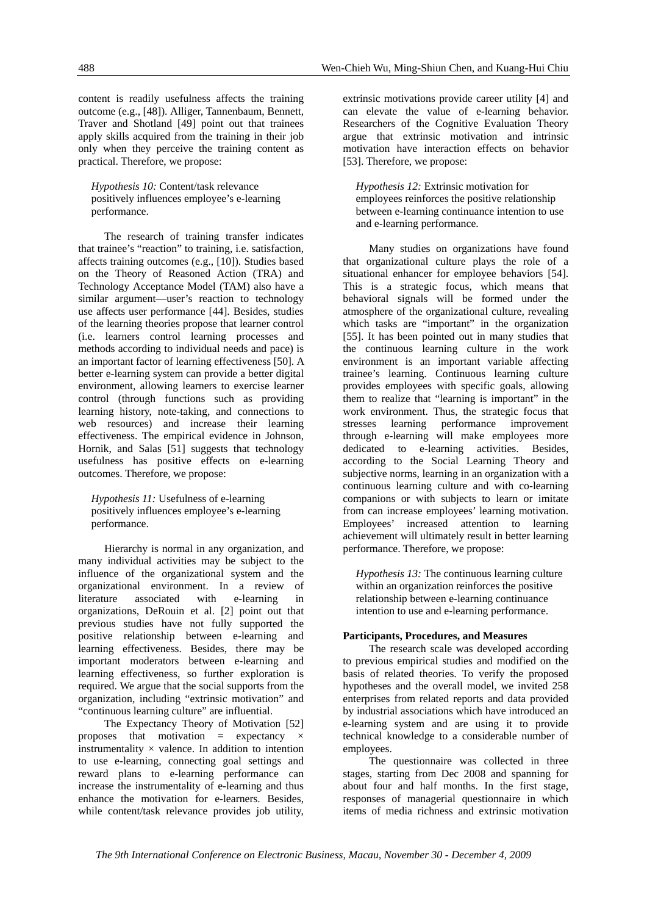content is readily usefulness affects the training outcome (e.g., [48]). Alliger, Tannenbaum, Bennett, Traver and Shotland [49] point out that trainees apply skills acquired from the training in their job only when they perceive the training content as practical. Therefore, we propose:

> *Hypothesis 10:* Content/task relevance positively influences employee's e-learning performance.

The research of training transfer indicates that trainee's "reaction" to training, i.e. satisfaction, affects training outcomes (e.g., [10]). Studies based on the Theory of Reasoned Action (TRA) and Technology Acceptance Model (TAM) also have a similar argument—user's reaction to technology use affects user performance [44]. Besides, studies of the learning theories propose that learner control (i.e. learners control learning processes and methods according to individual needs and pace) is an important factor of learning effectiveness [50]. A better e-learning system can provide a better digital environment, allowing learners to exercise learner control (through functions such as providing learning history, note-taking, and connections to web resources) and increase their learning effectiveness. The empirical evidence in Johnson, Hornik, and Salas [51] suggests that technology usefulness has positive effects on e-learning outcomes. Therefore, we propose:

> *Hypothesis 11:* Usefulness of e-learning positively influences employee's e-learning performance.

Hierarchy is normal in any organization, and many individual activities may be subject to the influence of the organizational system and the organizational environment. In a review of literature associated with e-learning in organizations, DeRouin et al. [2] point out that previous studies have not fully supported the positive relationship between e-learning and learning effectiveness. Besides, there may be important moderators between e-learning and learning effectiveness, so further exploration is required. We argue that the social supports from the organization, including "extrinsic motivation" and "continuous learning culture" are influential.

The Expectancy Theory of Motivation [52] proposes that motivation = expectancy × instrumentality × valence. In addition to intention to use e-learning, connecting goal settings and reward plans to e-learning performance can increase the instrumentality of e-learning and thus enhance the motivation for e-learners. Besides, while content/task relevance provides job utility, extrinsic motivations provide career utility [4] and can elevate the value of e-learning behavior. Researchers of the Cognitive Evaluation Theory argue that extrinsic motivation and intrinsic motivation have interaction effects on behavior [53]. Therefore, we propose:

> *Hypothesis 12:* Extrinsic motivation for employees reinforces the positive relationship between e-learning continuance intention to use and e-learning performance.

Many studies on organizations have found that organizational culture plays the role of a situational enhancer for employee behaviors [54]. This is a strategic focus, which means that behavioral signals will be formed under the atmosphere of the organizational culture, revealing which tasks are "important" in the organization [55]. It has been pointed out in many studies that the continuous learning culture in the work environment is an important variable affecting trainee's learning. Continuous learning culture provides employees with specific goals, allowing them to realize that "learning is important" in the work environment. Thus, the strategic focus that stresses learning performance improvement through e-learning will make employees more dedicated to e-learning activities. Besides, according to the Social Learning Theory and subjective norms, learning in an organization with a continuous learning culture and with co-learning companions or with subjects to learn or imitate from can increase employees' learning motivation. Employees' increased attention to learning achievement will ultimately result in better learning performance. Therefore, we propose:

> *Hypothesis 13:* The continuous learning culture within an organization reinforces the positive relationship between e-learning continuance intention to use and e-learning performance.

**Participants, Procedures, and Measures**

The research scale was developed according to previous empirical studies and modified on the basis of related theories. To verify the proposed hypotheses and the overall model, we invited 258 enterprises from related reports and data provided by industrial associations which have introduced an e-learning system and are using it to provide technical knowledge to a considerable number of employees.

The questionnaire was collected in three stages, starting from Dec 2008 and spanning for about four and half months. In the first stage, responses of managerial questionnaire in which items of media richness and extrinsic motivation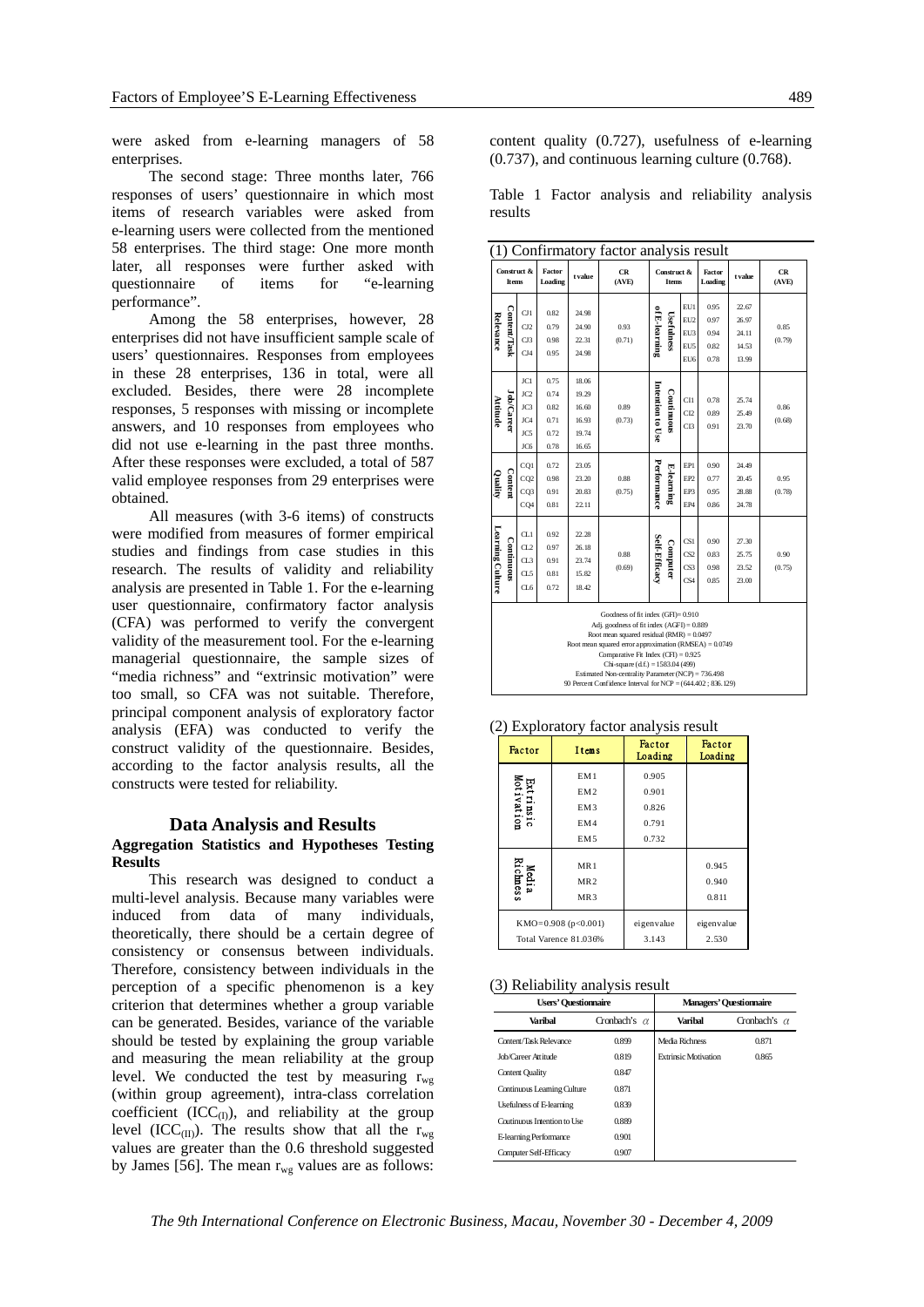were asked from e-learning managers of 58 enterprises.

The second stage: Three months later, 766 responses of users' questionnaire in which most items of research variables were asked from e-learning users were collected from the mentioned 58 enterprises. The third stage: One more month later, all responses were further asked with questionnaire of items for "e-learning performance".

Among the 58 enterprises, however, 28 enterprises did not have insufficient sample scale of users' questionnaires. Responses from employees in these 28 enterprises, 136 in total, were all excluded. Besides, there were 28 incomplete responses, 5 responses with missing or incomplete answers, and 10 responses from employees who did not use e-learning in the past three months. After these responses were excluded, a total of 587 valid employee responses from 29 enterprises were obtained.

All measures (with 3-6 items) of constructs were modified from measures of former empirical studies and findings from case studies in this research. The results of validity and reliability analysis are presented in Table 1. For the e-learning user questionnaire, confirmatory factor analysis (CFA) was performed to verify the convergent validity of the measurement tool. For the e-learning managerial questionnaire, the sample sizes of "media richness" and "extrinsic motivation" were too small, so CFA was not suitable. Therefore, principal component analysis of exploratory factor analysis (EFA) was conducted to verify the construct validity of the questionnaire. Besides, according to the factor analysis results, all the constructs were tested for reliability.

## Data Analysis and Results

### Aggregation Statistics and Hypotheses Testing Results

This research was designed to conduct a multi-level analysis. Because many variables were induced from data of many individuals, theoretically, there should be a certain degree of consistency or consensus between individuals. Therefore, consistency between individuals in the perception of a specific phenomenon is a key criterion that determines whether a group variable can be generated. Besides, variance of the variable should be tested by explaining the group variable and measuring the mean reliability at the group level. We conducted the test by measuring $r_{wg}$ (within group agreement), intra-class correlation coefficient ($ICC_{(I)}$), and reliability at the group level ($ICC_{(II)}$). The results show that all the $r_{wg}$ values are greater than the 0.6 threshold suggested by James [56]. The mean $r_{wg}$ values are as follows: content quality (0.727), usefulness of e-learning (0.737), and continuous learning culture (0.768).

Table 1 Factor analysis and reliability analysis results

(1) Confirmatory factor analysis result

| Construct & Items | | Factor Loading | t value | CR (AVE) | Construct & Items | | Factor Loading | t value | CR (AVE) |
|---|---|---|---|---|---|---|---|---|---|
| Content/Task Relevance | CJ1 | 0.82 | 24.98 | 0.93 (0.71) | Usefulness of E-learning | EU1 | 0.95 | 22.67 | 0.85 (0.79) |
| | CJ2 | 0.79 | 24.90 | | | EU2 | 0.97 | 26.97 | |
| | CJ3 | 0.98 | 22.31 | | | EU3 | 0.94 | 24.11 | |
| | CJ4 | 0.95 | 24.98 | | | EU5 | 0.82 | 14.53 | |
| | | | | | | EU6 | 0.78 | 13.99 | |
| Job/Career Attitude | JC1 | 0.75 | 18.06 | 0.89 (0.73) | Continuous Intention to Use | CI1 | 0.78 | 25.74 | 0.86 (0.68) |
| | JC2 | 0.74 | 19.29 | | | CI2 | 0.89 | 25.49 | |
| | JC3 | 0.82 | 16.60 | | | CI3 | 0.91 | 23.70 | |
| | JC4 | 0.71 | 16.93 | | | | | | |
| | JC5 | 0.72 | 19.74 | | | | | | |
| | JC6 | 0.78 | 16.65 | | | | | | |
| Content Quality | CQ1 | 0.72 | 23.05 | 0.88 (0.75) | E-learning Performance | EP1 | 0.90 | 24.49 | 0.95 (0.78) |
| | CQ2 | 0.98 | 23.20 | | | EP2 | 0.77 | 20.45 | |
| | CQ3 | 0.91 | 20.83 | | | EP3 | 0.95 | 28.88 | |
| | CQ4 | 0.81 | 22.11 | | | EP4 | 0.86 | 24.78 | |
| Continuous Learning Culture | CL1 | 0.92 | 22.28 | 0.88 (0.69) | Computer Self-Efficacy | CS1 | 0.90 | 27.30 | 0.90 (0.75) |
| | CL2 | 0.97 | 26.18 | | | CS2 | 0.83 | 25.75 | |
| | CL3 | 0.91 | 23.74 | | | CS3 | 0.98 | 23.52 | |
| | CL5 | 0.81 | 15.82 | | | CS4 | 0.85 | 23.00 | |
| | CL6 | 0.72 | 18.42 | | | | | | |

Goodness of fit index (GFI)= 0.910
Adj. goodness of fit index (AGFI) = 0.889
Root mean squared residual (RMR) = 0.0497
Root mean squared error approximation (RMSEA) = 0.0749
Comparative Fit Index (CFI) = 0.925
Chi-square (d.f.) = 1583.04 (499)
Estimated Non-centrality Parameter (NCP) = 736.498
90 Percent Confidence Interval for NCP = (644.402 ; 836.129)

(2) Exploratory factor analysis result

| Factor | Items | Factor Loading | Factor Loading |
|---|---|---|---|
| Extrinsic Motivation | EM1 | 0.905 | |
| | EM2 | 0.901 | |
| | EM3 | 0.826 | |
| | EM4 | 0.791 | |
| | EM5 | 0.732 | |
| Media Richness | MR1 | | 0.945 |
| | MR2 | | 0.940 |
| | MR3 | | 0.811 |
| KMO=0.908 (p<0.001) | | eigenvalue | eigenvalue |
| Total Varence 81.036% | | 3.143 | 2.530 |

(3) Reliability analysis result

| Users' Questionnaire | | Managers' Questionnaire | |
|---|---|---|---|
| Varibal | Cronbach's $\alpha$ | Varibal | Cronbach's $\alpha$ |
| Content/Task Relevance | 0.899 | Media Richness | 0.871 |
| Job/Career Attitude | 0.819 | Extrinsic Motivation | 0.865 |
| Content Quality | 0.847 | | |
| Continuous Learning Culture | 0.871 | | |
| Usefulness of E-learning | 0.839 | | |
| Continuous Intention to Use | 0.889 | | |
| E-learning Performance | 0.901 | | |
| Computer Self-Efficacy | 0.907 | | |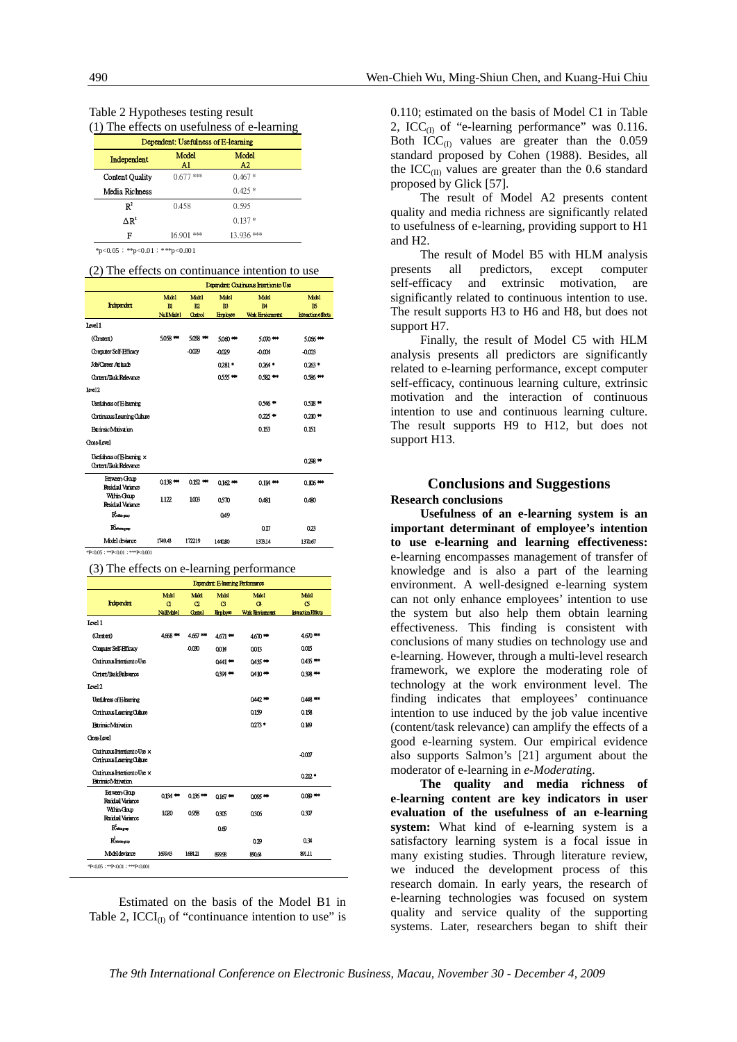Table 2 Hypotheses testing result

(1) The effects on usefulness of e-learning

| Independent | Dependent: Usefulness of E-learning | |
|---|---|---|
| | Model A1 | Model A2 |
| Content Quality | 0.677 *** | 0.467 * |
| Media Richness | | 0.425 * |
| $R^2$ | 0.458 | 0.595 |
| $\Delta R^2$ | | 0.137 * |
| F | 16.901 *** | 13.936 *** |

*p<0.05；**p<0.01；***p<0.001

(2) The effects on continuance intention to use

| Independent | Dependent: Continuous Intention to Use | | | | |
|---|---|---|---|---|---|
| | Model B1 Null Model | Model B2 Control | Model B3 Employee | Model B4 Work Environment | Model B5 Interaction effects |
| Level 1 | | | | | |
| (Constant) | 5.058 *** | 5.058 *** | 5.060 *** | 5.070 *** | 5.066 *** |
| Computer Self-Efficacy | | -0.029 | -0.029 | -0.004 | -0.003 |
| Job/Career Attitude | | | 0.281 * | 0.264 * | 0.263 * |
| Content/Task Relevance | | | 0.555 *** | 0.582 *** | 0.585 *** |
| Level 2 | | | | | |
| Usefulness of E-learning | | | | 0.546 ** | 0.518 ** |
| Continuous Learning Culture | | | | 0.225 ** | 0.210 ** |
| Extrinsic Motivation | | | | 0.153 | 0.151 |
| Cross-Level | | | | | |
| Usefulness of E-learning × Content/Task Relevance | | | | | 0.298 ** |
| Between-Group Residual Variance | 0.138 *** | 0.152 *** | 0.162 *** | 0.114 *** | 0.106 *** |
| Within-Group Residual Variance | 1.122 | 1.003 | 0.570 | 0.481 | 0.480 |
| $R^2_{within\text{-}group}$ | | | 0.49 | | |
| $R^2_{between\text{-}group}$ | | | | 0.17 | 0.23 |
| Model deviance | 1749.43 | 1722.19 | 1440.80 | 1378.14 | 1370.67 |

*P<0.05；**P<0.01；***P<0.001

(3) The effects on e-learning performance

| Independent | Dependent: E-learning Performance | | | | |
|---|---|---|---|---|---|
| | Model C1 Null Model | Model C2 Control | Model C3 Employee | Model C4 Work Environment | Model C5 Interaction Effects |
| Level 1 | | | | | |
| (Constant) | 4.668 *** | 4.667 *** | 4.671 *** | 4.670 *** | 4.670 *** |
| Computer Self-Efficacy | | -0.030 | 0.014 | 0.013 | 0.015 |
| Continuous Intention to Use | | | 0.441 *** | 0.435 *** | 0.435 *** |
| Content/Task Relevance | | | 0.394 *** | 0.410 *** | 0.398 *** |
| Level 2 | | | | | |
| Usefulness of E-learning | | | | 0.442 *** | 0.448 *** |
| Continuous Learning Culture | | | | 0.159 | 0.158 |
| Extrinsic Motivation | | | | 0.273 * | 0.149 |
| Cross-Level | | | | | |
| Continuous Intention to Use × Continuous Learning Culture | | | | | -0.037 |
| Continuous Intention to Use × Extrinsic Motivation | | | | | 0.212 * |
| Between-Group Residual Variance | 0.134 *** | 0.136 *** | 0.167 *** | 0.095 *** | 0.089 *** |
| Within-Group Residual Variance | 1.020 | 0.958 | 0.305 | 0.305 | 0.307 |
| $R^2_{within\text{-}group}$ | | | 0.69 | | |
| $R^2_{between\text{-}group}$ | | | | 0.29 | 0.34 |
| Model deviance | 1659.43 | 1684.21 | 899.58 | 890.64 | 891.11 |

*P<0.05；**P<0.01；***P<0.001

Estimated on the basis of the Model B1 in Table 2, $ICCI_{(I)}$ of "continuance intention to use" is 0.110; estimated on the basis of Model C1 in Table 2, $ICC_{(I)}$ of "e-learning performance" was 0.116. Both $ICC_{(I)}$ values are greater than the 0.059 standard proposed by Cohen (1988). Besides, all the $ICC_{(II)}$ values are greater than the 0.6 standard proposed by Glick [57].

The result of Model A2 presents content quality and media richness are significantly related to usefulness of e-learning, providing support to H1 and H2.

The result of Model B5 with HLM analysis presents all predictors, except computer self-efficacy and extrinsic motivation, are significantly related to continuance intention to use. The result supports H3 to H6 and H8, but does not support H7.

Finally, the result of Model C5 with HLM analysis presents all predictors are significantly related to e-learning performance, except computer self-efficacy, continuous learning culture, extrinsic motivation and the interaction of continuous intention to use and continuous learning culture. The result supports H9 to H12, but does not support H13.

## Conclusions and Suggestions

### Research conclusions

**Usefulness of an e-learning system is an important determinant of employee's intention to use e-learning and learning effectiveness:** e-learning encompasses management of transfer of knowledge and is also a part of the learning environment. A well-designed e-learning system can not only enhance employees' intention to use the system but also help them obtain learning effectiveness. This finding is consistent with conclusions of many studies on technology use and e-learning. However, through a multi-level research framework, we explore the moderating role of technology at the work environment level. The finding indicates that employees' continuance intention to use induced by the job value incentive (content/task relevance) can amplify the effects of a good e-learning system. Our empirical evidence also supports Salmon's [21] argument about the moderator of e-learning in *e-Moderating*.

**The quality and media richness of e-learning content are key indicators in user evaluation of the usefulness of an e-learning system:** What kind of e-learning system is a satisfactory learning system is a focal issue in many existing studies. Through literature review, we induced the development process of this research domain. In early years, the research of e-learning technologies was focused on system quality and service quality of the supporting systems. Later, researchers began to shift their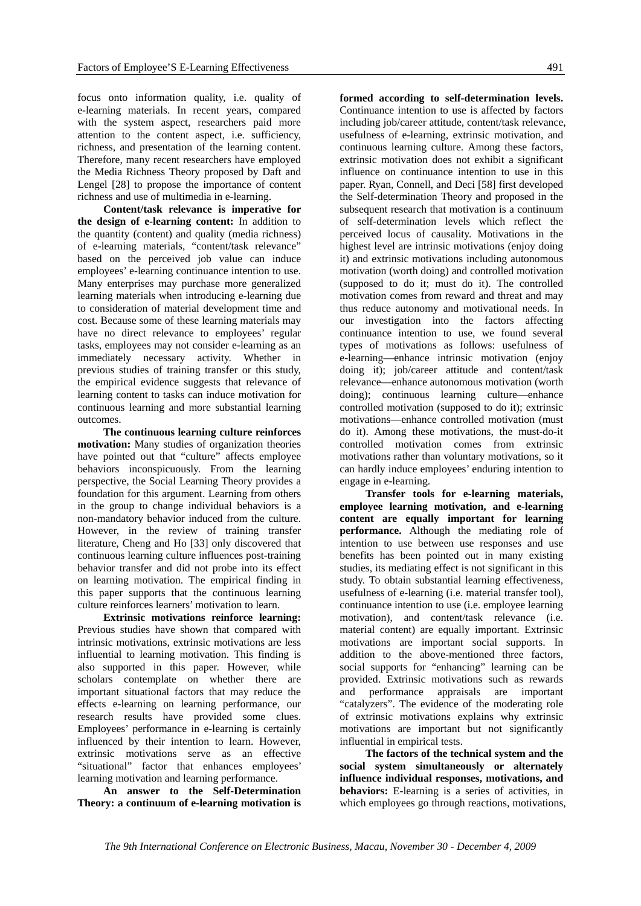focus onto information quality, i.e. quality of e-learning materials. In recent years, compared with the system aspect, researchers paid more attention to the content aspect, i.e. sufficiency, richness, and presentation of the learning content. Therefore, many recent researchers have employed the Media Richness Theory proposed by Daft and Lengel [28] to propose the importance of content richness and use of multimedia in e-learning.

**Content/task relevance is imperative for the design of e-learning content:** In addition to the quantity (content) and quality (media richness) of e-learning materials, "content/task relevance" based on the perceived job value can induce employees' e-learning continuance intention to use. Many enterprises may purchase more generalized learning materials when introducing e-learning due to consideration of material development time and cost. Because some of these learning materials may have no direct relevance to employees' regular tasks, employees may not consider e-learning as an immediately necessary activity. Whether in previous studies of training transfer or this study, the empirical evidence suggests that relevance of learning content to tasks can induce motivation for continuous learning and more substantial learning outcomes.

**The continuous learning culture reinforces motivation:** Many studies of organization theories have pointed out that "culture" affects employee behaviors inconspicuously. From the learning perspective, the Social Learning Theory provides a foundation for this argument. Learning from others in the group to change individual behaviors is a non-mandatory behavior induced from the culture. However, in the review of training transfer literature, Cheng and Ho [33] only discovered that continuous learning culture influences post-training behavior transfer and did not probe into its effect on learning motivation. The empirical finding in this paper supports that the continuous learning culture reinforces learners' motivation to learn.

**Extrinsic motivations reinforce learning:** Previous studies have shown that compared with intrinsic motivations, extrinsic motivations are less influential to learning motivation. This finding is also supported in this paper. However, while scholars contemplate on whether there are important situational factors that may reduce the effects e-learning on learning performance, our research results have provided some clues. Employees' performance in e-learning is certainly influenced by their intention to learn. However, extrinsic motivations serve as an effective "situational" factor that enhances employees' learning motivation and learning performance.

**An answer to the Self-Determination Theory: a continuum of e-learning motivation is formed according to self-determination levels.** Continuance intention to use is affected by factors including job/career attitude, content/task relevance, usefulness of e-learning, extrinsic motivation, and continuous learning culture. Among these factors, extrinsic motivation does not exhibit a significant influence on continuance intention to use in this paper. Ryan, Connell, and Deci [58] first developed the Self-determination Theory and proposed in the subsequent research that motivation is a continuum of self-determination levels which reflect the perceived locus of causality. Motivations in the highest level are intrinsic motivations (enjoy doing it) and extrinsic motivations including autonomous motivation (worth doing) and controlled motivation (supposed to do it; must do it). The controlled motivation comes from reward and threat and may thus reduce autonomy and motivational needs. In our investigation into the factors affecting continuance intention to use, we found several types of motivations as follows: usefulness of e-learning—enhance intrinsic motivation (enjoy doing it); job/career attitude and content/task relevance—enhance autonomous motivation (worth doing); continuous learning culture—enhance controlled motivation (supposed to do it); extrinsic motivations—enhance controlled motivation (must do it). Among these motivations, the must-do-it controlled motivation comes from extrinsic motivations rather than voluntary motivations, so it can hardly induce employees' enduring intention to engage in e-learning.

**Transfer tools for e-learning materials, employee learning motivation, and e-learning content are equally important for learning performance.** Although the mediating role of intention to use between use responses and use benefits has been pointed out in many existing studies, its mediating effect is not significant in this study. To obtain substantial learning effectiveness, usefulness of e-learning (i.e. material transfer tool), continuance intention to use (i.e. employee learning motivation), and content/task relevance (i.e. material content) are equally important. Extrinsic motivations are important social supports. In addition to the above-mentioned three factors, social supports for "enhancing" learning can be provided. Extrinsic motivations such as rewards and performance appraisals are important "catalyzers". The evidence of the moderating role of extrinsic motivations explains why extrinsic motivations are important but not significantly influential in empirical tests.

**The factors of the technical system and the social system simultaneously or alternately influence individual responses, motivations, and behaviors:** E-learning is a series of activities, in which employees go through reactions, motivations,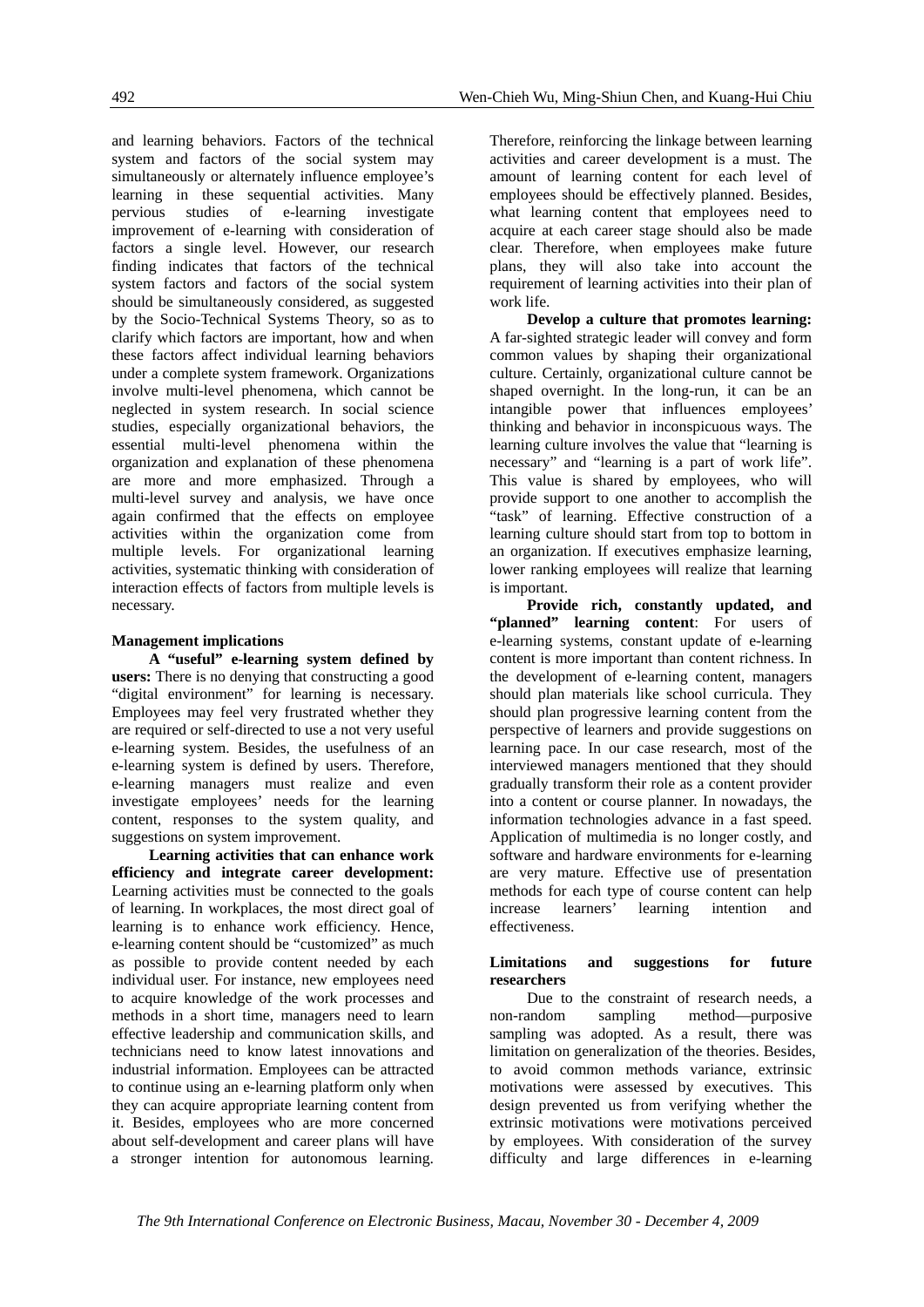and learning behaviors. Factors of the technical system and factors of the social system may simultaneously or alternately influence employee's learning in these sequential activities. Many pervious studies of e-learning investigate improvement of e-learning with consideration of factors a single level. However, our research finding indicates that factors of the technical system factors and factors of the social system should be simultaneously considered, as suggested by the Socio-Technical Systems Theory, so as to clarify which factors are important, how and when these factors affect individual learning behaviors under a complete system framework. Organizations involve multi-level phenomena, which cannot be neglected in system research. In social science studies, especially organizational behaviors, the essential multi-level phenomena within the organization and explanation of these phenomena are more and more emphasized. Through a multi-level survey and analysis, we have once again confirmed that the effects on employee activities within the organization come from multiple levels. For organizational learning activities, systematic thinking with consideration of interaction effects of factors from multiple levels is necessary.

### Management implications

**A "useful" e-learning system defined by users:** There is no denying that constructing a good "digital environment" for learning is necessary. Employees may feel very frustrated whether they are required or self-directed to use a not very useful e-learning system. Besides, the usefulness of an e-learning system is defined by users. Therefore, e-learning managers must realize and even investigate employees' needs for the learning content, responses to the system quality, and suggestions on system improvement.

**Learning activities that can enhance work efficiency and integrate career development:** Learning activities must be connected to the goals of learning. In workplaces, the most direct goal of learning is to enhance work efficiency. Hence, e-learning content should be "customized" as much as possible to provide content needed by each individual user. For instance, new employees need to acquire knowledge of the work processes and methods in a short time, managers need to learn effective leadership and communication skills, and technicians need to know latest innovations and industrial information. Employees can be attracted to continue using an e-learning platform only when they can acquire appropriate learning content from it. Besides, employees who are more concerned about self-development and career plans will have a stronger intention for autonomous learning. Therefore, reinforcing the linkage between learning activities and career development is a must. The amount of learning content for each level of employees should be effectively planned. Besides, what learning content that employees need to acquire at each career stage should also be made clear. Therefore, when employees make future plans, they will also take into account the requirement of learning activities into their plan of work life.

**Develop a culture that promotes learning:** A far-sighted strategic leader will convey and form common values by shaping their organizational culture. Certainly, organizational culture cannot be shaped overnight. In the long-run, it can be an intangible power that influences employees' thinking and behavior in inconspicuous ways. The learning culture involves the value that "learning is necessary" and "learning is a part of work life". This value is shared by employees, who will provide support to one another to accomplish the "task" of learning. Effective construction of a learning culture should start from top to bottom in an organization. If executives emphasize learning, lower ranking employees will realize that learning is important.

**Provide rich, constantly updated, and "planned" learning content**: For users of e-learning systems, constant update of e-learning content is more important than content richness. In the development of e-learning content, managers should plan materials like school curricula. They should plan progressive learning content from the perspective of learners and provide suggestions on learning pace. In our case research, most of the interviewed managers mentioned that they should gradually transform their role as a content provider into a content or course planner. In nowadays, the information technologies advance in a fast speed. Application of multimedia is no longer costly, and software and hardware environments for e-learning are very mature. Effective use of presentation methods for each type of course content can help increase learners' learning intention and effectiveness.

### Limitations and suggestions for future researchers

Due to the constraint of research needs, a non-random sampling method—purposive sampling was adopted. As a result, there was limitation on generalization of the theories. Besides, to avoid common methods variance, extrinsic motivations were assessed by executives. This design prevented us from verifying whether the extrinsic motivations were motivations perceived by employees. With consideration of the survey difficulty and large differences in e-learning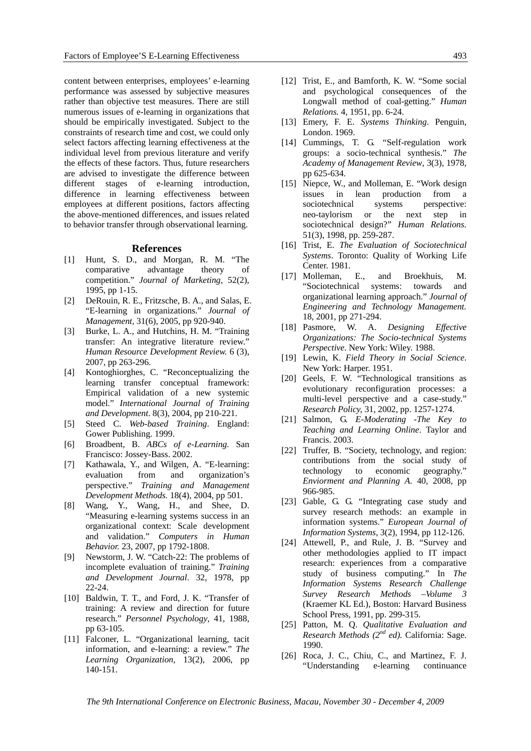content between enterprises, employees' e-learning performance was assessed by subjective measures rather than objective test measures. There are still numerous issues of e-learning in organizations that should be empirically investigated. Subject to the constraints of research time and cost, we could only select factors affecting learning effectiveness at the individual level from previous literature and verify the effects of these factors. Thus, future researchers are advised to investigate the difference between different stages of e-learning introduction, difference in learning effectiveness between employees at different positions, factors affecting the above-mentioned differences, and issues related to behavior transfer through observational learning.

## References

[1] Hunt, S. D., and Morgan, R. M. "The comparative advantage theory of competition." *Journal of Marketing*, 52(2), 1995, pp 1-15.

[2] DeRouin, R. E., Fritzsche, B. A., and Salas, E. "E-learning in organizations." *Journal of Management*, 31(6), 2005, pp 920-940.

[3] Burke, L. A., and Hutchins, H. M. "Training transfer: An integrative literature review." *Human Resource Development Review.* 6 (3), 2007, pp 263-296.

[4] Kontoghiorghes, C. "Reconceptualizing the learning transfer conceptual framework: Empirical validation of a new systemic model." *International Journal of Training and Development*. 8(3), 2004, pp 210-221.

[5] Steed C. *Web-based Training*. England: Gower Publishing. 1999.

[6] Broadbent, B. *ABCs of e-Learning.* San Francisco: Jossey-Bass. 2002.

[7] Kathawala, Y., and Wilgen, A. "E-learning: evaluation from and organization's perspective." *Training and Management Development Methods.* 18(4), 2004, pp 501.

[8] Wang, Y., Wang, H., and Shee, D. "Measuring e-learning systems success in an organizational context: Scale development and validation." *Computers in Human Behavior.* 23, 2007, pp 1792-1808.

[9] Newstorm, J. W. "Catch-22: The problems of incomplete evaluation of training." *Training and Development Journal*. 32, 1978, pp 22-24.

[10] Baldwin, T. T., and Ford, J. K. "Transfer of training: A review and direction for future research." *Personnel Psychology*, 41, 1988, pp 63-105.

[11] Falconer, L. "Organizational learning, tacit information, and e-learning: a review." *The Learning Organization,* 13(2), 2006, pp 140-151.

[12] Trist, E., and Bamforth, K. W. "Some social and psychological consequences of the Longwall method of coal-getting." *Human Relations.* 4, 1951, pp. 6-24.

[13] Emery, F. E. *Systems Thinking*. Penguin, London. 1969.

[14] Cummings, T. G. "Self-regulation work groups: a socio-technical synthesis." *The Academy of Management Review*, 3(3), 1978, pp 625-634.

[15] Niepce, W., and Molleman, E. "Work design issues in lean production from a sociotechnical systems perspective: neo-taylorism or the next step in sociotechnical design?" *Human Relations.* 51(3), 1998, pp. 259-287.

[16] Trist, E. *The Evaluation of Sociotechnical Systems*. Toronto: Quality of Working Life Center. 1981.

[17] Molleman, E., and Broekhuis, M. "Sociotechnical systems: towards and organizational learning approach." *Journal of Engineering and Technology Management.* 18, 2001, pp 271-294.

[18] Pasmore, W. A. *Designing Effective Organizations: The Socio-technical Systems Perspective.* New York: Wiley. 1988.

[19] Lewin, K. *Field Theory in Social Science.* New York: Harper. 1951.

[20] Geels, F. W. "Technological transitions as evolutionary reconfiguration processes: a multi-level perspective and a case-study." *Research Policy,* 31, 2002, pp. 1257-1274.

[21] Salmon, G. *E-Moderating -The Key to Teaching and Learning Online*. Taylor and Francis. 2003.

[22] Truffer, B. "Society, technology, and region: contributions from the social study of technology to economic geography." *Enviorment and Planning A.* 40, 2008, pp 966-985.

[23] Gable, G. G. "Integrating case study and survey research methods: an example in information systems." *European Journal of Information Systems*, 3(2), 1994, pp 112-126.

[24] Attewell, P., and Rule, J. B. "Survey and other methodologies applied to IT impact research: experiences from a comparative study of business computing." In *The Information Systems Research Challenge Survey Research Methods –Volume 3* (Kraemer KL Ed.), Boston: Harvard Business School Press, 1991, pp. 299-315.

[25] Patton, M. Q. *Qualitative Evaluation and Research Methods (2nd ed).* California: Sage. 1990.

[26] Roca, J. C., Chiu, C., and Martinez, F. J. "Understanding e-learning continuance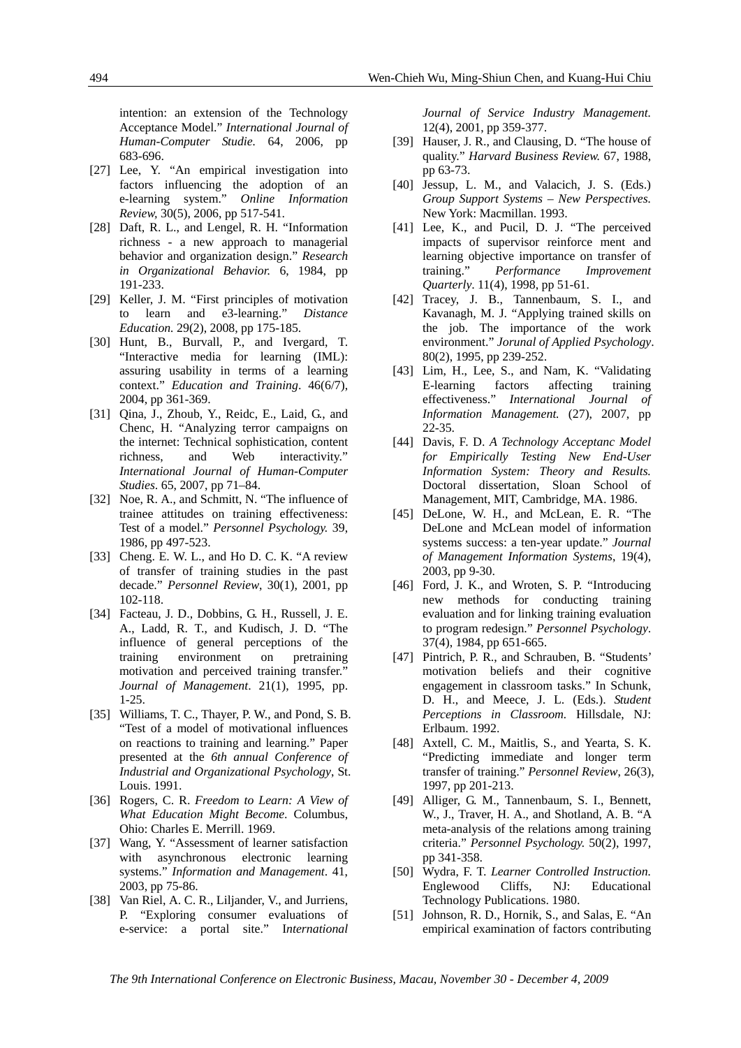intention: an extension of the Technology Acceptance Model." *International Journal of Human-Computer Studie.* 64, 2006, pp 683-696.

[27] Lee, Y. "An empirical investigation into factors influencing the adoption of an e-learning system." *Online Information Review*, 30(5), 2006, pp 517-541.

[28] Daft, R. L., and Lengel, R. H. "Information richness - a new approach to managerial behavior and organization design." *Research in Organizational Behavior.* 6, 1984, pp 191-233.

[29] Keller, J. M. "First principles of motivation to learn and e3-learning." *Distance Education.* 29(2), 2008, pp 175-185.

[30] Hunt, B., Burvall, P., and Ivergard, T. "Interactive media for learning (IML): assuring usability in terms of a learning context." *Education and Training*. 46(6/7), 2004, pp 361-369.

[31] Qina, J., Zhoub, Y., Reidc, E., Laid, G., and Chenc, H. "Analyzing terror campaigns on the internet: Technical sophistication, content richness, and Web interactivity." *International Journal of Human-Computer Studies*. 65, 2007, pp 71–84.

[32] Noe, R. A., and Schmitt, N. "The influence of trainee attitudes on training effectiveness: Test of a model." *Personnel Psychology.* 39, 1986, pp 497-523.

[33] Cheng. E. W. L., and Ho D. C. K. "A review of transfer of training studies in the past decade." *Personnel Review*, 30(1), 2001, pp 102-118.

[34] Facteau, J. D., Dobbins, G. H., Russell, J. E. A., Ladd, R. T., and Kudisch, J. D. "The influence of general perceptions of the training environment on pretraining motivation and perceived training transfer." *Journal of Management*. 21(1), 1995, pp. 1-25.

[35] Williams, T. C., Thayer, P. W., and Pond, S. B. "Test of a model of motivational influences on reactions to training and learning." Paper presented at the *6th annual Conference of Industrial and Organizational Psychology*, St. Louis. 1991.

[36] Rogers, C. R. *Freedom to Learn: A View of What Education Might Become.* Columbus, Ohio: Charles E. Merrill. 1969.

[37] Wang, Y. "Assessment of learner satisfaction with asynchronous electronic learning systems." *Information and Management*. 41, 2003, pp 75-86.

[38] Van Riel, A. C. R., Liljander, V., and Jurriens, P. "Exploring consumer evaluations of e-service: a portal site." *International Journal of Service Industry Management.* 12(4), 2001, pp 359-377.

[39] Hauser, J. R., and Clausing, D. "The house of quality." *Harvard Business Review.* 67, 1988, pp 63-73.

[40] Jessup, L. M., and Valacich, J. S. (Eds.) *Group Support Systems – New Perspectives.* New York: Macmillan. 1993.

[41] Lee, K., and Pucil, D. J. "The perceived impacts of supervisor reinforce ment and learning objective importance on transfer of training." *Performance Improvement Quarterly*. 11(4), 1998, pp 51-61.

[42] Tracey, J. B., Tannenbaum, S. I., and Kavanagh, M. J. "Applying trained skills on the job. The importance of the work environment." *Jorunal of Applied Psychology*. 80(2), 1995, pp 239-252.

[43] Lim, H., Lee, S., and Nam, K. "Validating E-learning factors affecting training effectiveness." *International Journal of Information Management.* (27), 2007, pp 22-35.

[44] Davis, F. D. *A Technology Acceptanc Model for Empirically Testing New End-User Information System: Theory and Results.* Doctoral dissertation, Sloan School of Management, MIT, Cambridge, MA. 1986.

[45] DeLone, W. H., and McLean, E. R. "The DeLone and McLean model of information systems success: a ten-year update." *Journal of Management Information Systems*, 19(4), 2003, pp 9-30.

[46] Ford, J. K., and Wroten, S. P. "Introducing new methods for conducting training evaluation and for linking training evaluation to program redesign." *Personnel Psychology*. 37(4), 1984, pp 651-665.

[47] Pintrich, P. R., and Schrauben, B. "Students' motivation beliefs and their cognitive engagement in classroom tasks." In Schunk, D. H., and Meece, J. L. (Eds.). *Student Perceptions in Classroom.* Hillsdale, NJ: Erlbaum. 1992.

[48] Axtell, C. M., Maitlis, S., and Yearta, S. K. "Predicting immediate and longer term transfer of training." *Personnel Review*, 26(3), 1997, pp 201-213.

[49] Alliger, G. M., Tannenbaum, S. I., Bennett, W., J., Traver, H. A., and Shotland, A. B. "A meta-analysis of the relations among training criteria." *Personnel Psychology.* 50(2), 1997, pp 341-358.

[50] Wydra, F. T. *Learner Controlled Instruction.* Englewood Cliffs, NJ: Educational Technology Publications. 1980.

[51] Johnson, R. D., Hornik, S., and Salas, E. "An empirical examination of factors contributing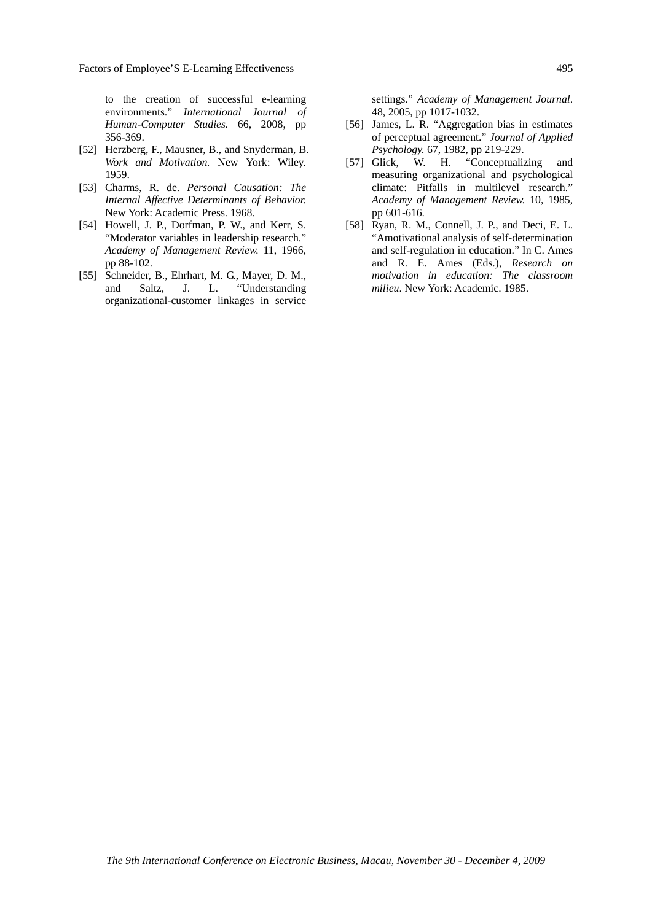to the creation of successful e-learning environments." *International Journal of Human-Computer Studies*. 66, 2008, pp 356-369.

[52] Herzberg, F., Mausner, B., and Snyderman, B. *Work and Motivation.* New York: Wiley. 1959.

[53] Charms, R. de. *Personal Causation: The Internal Affective Determinants of Behavior.* New York: Academic Press. 1968.

[54] Howell, J. P., Dorfman, P. W., and Kerr, S. "Moderator variables in leadership research." *Academy of Management Review.* 11, 1966, pp 88-102.

[55] Schneider, B., Ehrhart, M. G., Mayer, D. M., and Saltz, J. L. "Understanding organizational-customer linkages in service settings." *Academy of Management Journal*. 48, 2005, pp 1017-1032.

[56] James, L. R. "Aggregation bias in estimates of perceptual agreement." *Journal of Applied Psychology.* 67, 1982, pp 219-229.

[57] Glick, W. H. "Conceptualizing and measuring organizational and psychological climate: Pitfalls in multilevel research." *Academy of Management Review.* 10, 1985, pp 601-616.

[58] Ryan, R. M., Connell, J. P., and Deci, E. L. "Amotivational analysis of self-determination and self-regulation in education." In C. Ames and R. E. Ames (Eds.), *Research on motivation in education: The classroom milieu*. New York: Academic. 1985.